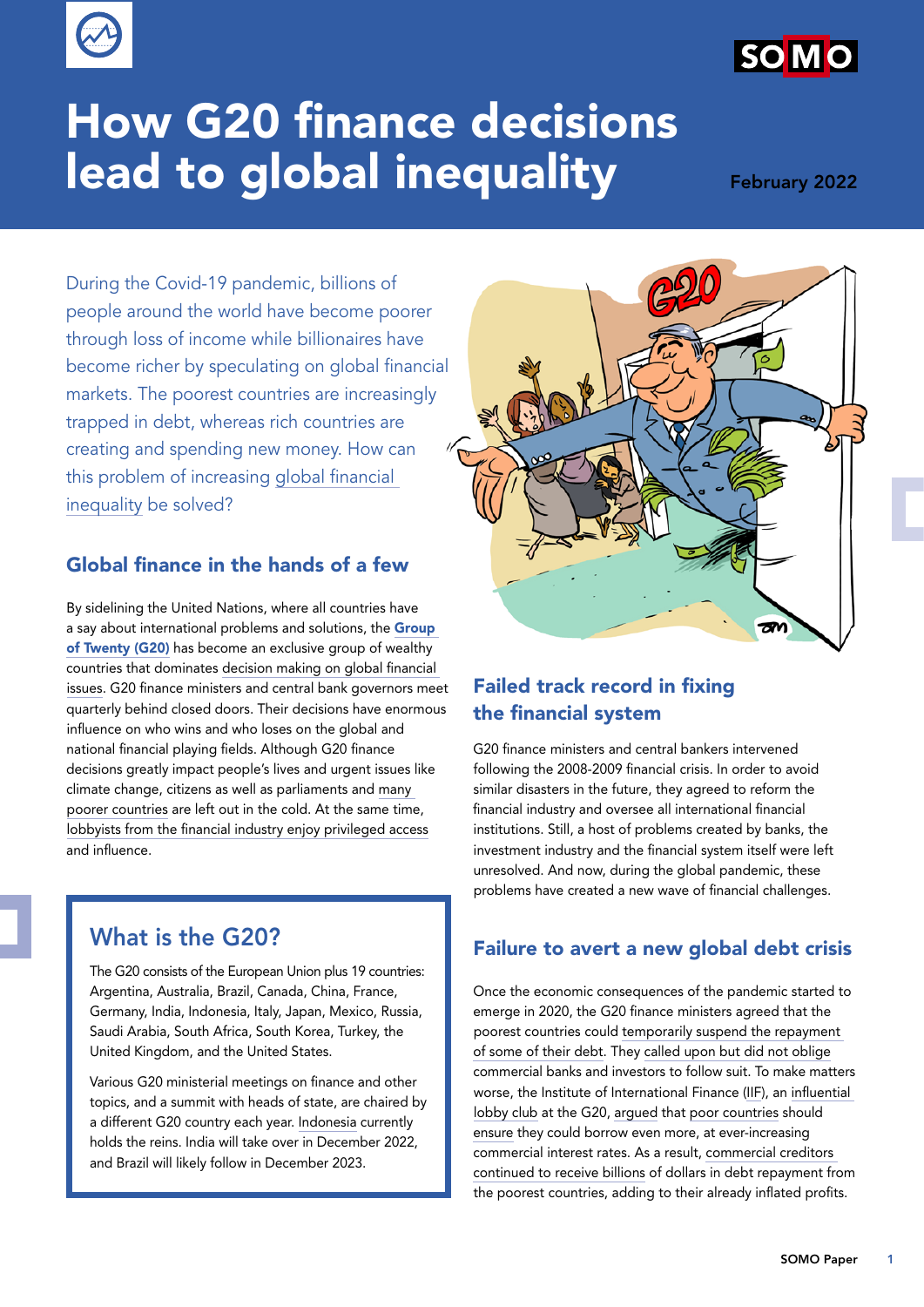# How G20 finance decisions lead to global inequality

February 2022

During the Covid-19 pandemic, billions of people around the world have become poorer through loss of income while billionaires have become richer by speculating on global financial markets. The poorest countries are increasingly trapped in debt, whereas rich countries are creating and spending new money. How can this problem of increasing global financial inequality be solved?

## Global finance in the hands of a few

By sidelining the United Nations, where all countries have a say about international problems and solutions, the **Group of Twenty (G20)** has become an exclusive group of wealthy countries that dominates decision making on global financial issues. G20 finance ministers and central bank governors meet quarterly behind closed doors. Their decisions have enormous influence on who wins and who loses on the global and national financial playing fields. Although G20 finance decisions greatly impact people's lives and urgent issues like climate change, citizens as well as parliaments and many poorer countries are left out in the cold. At the same time, lobbyists from the financial industry enjoy privileged access and influence.

## What is the G20?

The G20 consists of the European Union plus 19 countries: Argentina, Australia, Brazil, Canada, China, France, Germany, India, Indonesia, Italy, Japan, Mexico, Russia, Saudi Arabia, South Africa, South Korea, Turkey, the United Kingdom, and the United States.

Various G20 ministerial meetings on finance and other topics, and a summit with heads of state, are chaired by a different G20 country each year. Indonesia currently holds the reins. India will take over in December 2022, and Brazil will likely follow in December 2023.

## Failed track record in fixing the financial system

G20 finance ministers and central bankers intervened following the 2008-2009 financial crisis. In order to avoid similar disasters in the future, they agreed to reform the financial industry and oversee all international financial institutions. Still, a host of problems created by banks, the investment industry and the financial system itself were left unresolved. And now, during the global pandemic, these problems have created a new wave of financial challenges.

## Failure to avert a new global debt crisis

Once the economic consequences of the pandemic started to emerge in 2020, the G20 finance ministers agreed that the poorest countries could temporarily suspend the repayment of some of their debt. They called upon but did not oblige commercial banks and investors to follow suit. To make matters worse, the Institute of International Finance (IIF), an influential lobby club at the G20, argued that poor countries should ensure they could borrow even more, at ever-increasing commercial interest rates. As a result, commercial creditors continued to receive billions of dollars in debt repayment from the poorest countries, adding to their already inflated profits.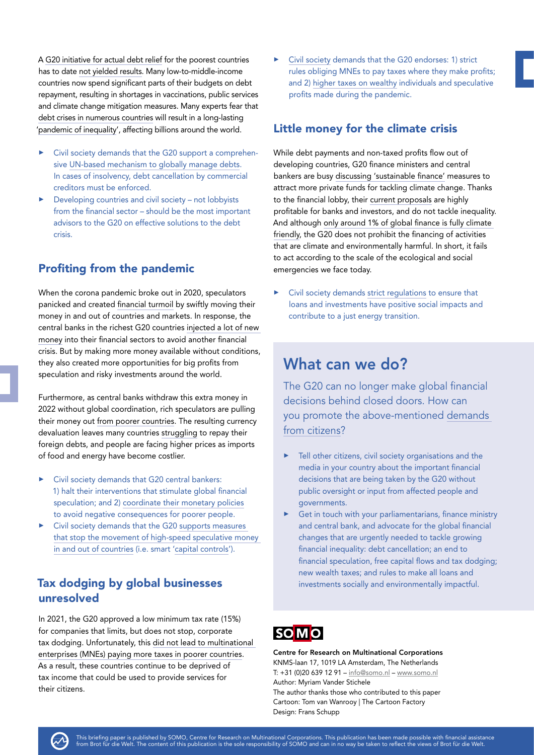A G20 initiative for actual debt relief for the poorest countries has to date not yielded results. Many low-to-middle-income countries now spend significant parts of their budgets on debt repayment, resulting in shortages in vaccinations, public services and climate change mitigation measures. Many experts fear that debt crises in numerous countries will result in a long-lasting 'pandemic of inequality', affecting billions around the world.

- Civil society demands that the G20 support a comprehensive UN-based mechanism to globally manage debts. In cases of insolvency, debt cancellation by commercial creditors must be enforced.
- Developing countries and civil society – not lobbyists from the financial sector – should be the most important advisors to the G20 on effective solutions to the debt crisis.

## Profiting from the pandemic

When the corona pandemic broke out in 2020, speculators panicked and created financial turmoil by swiftly moving their money in and out of countries and markets. In response, the central banks in the richest G20 countries injected a lot of new money into their financial sectors to avoid another financial crisis. But by making more money available without conditions, they also created more opportunities for big profits from speculation and risky investments around the world.

Furthermore, as central banks withdraw this extra money in 2022 without global coordination, rich speculators are pulling their money out from poorer countries. The resulting currency devaluation leaves many countries struggling to repay their foreign debts, and people are facing higher prices as imports of food and energy have become costlier.

- Civil society demands that G20 central bankers: 1) halt their interventions that stimulate global financial speculation; and 2) coordinate their monetary policies to avoid negative consequences for poorer people.
- Civil society demands that the G20 supports measures that stop the movement of high-speed speculative money in and out of countries (i.e. smart 'capital controls').

## Tax dodging by global businesses unresolved

In 2021, the G20 approved a low minimum tax rate (15%) for companies that limits, but does not stop, corporate tax dodging. Unfortunately, this did not lead to multinational enterprises (MNEs) paying more taxes in poorer countries. As a result, these countries continue to be deprived of tax income that could be used to provide services for their citizens.

- Civil society demands that the G20 endorses: 1) strict rules obliging MNEs to pay taxes where they make profits; and 2) higher taxes on wealthy individuals and speculative profits made during the pandemic.

## Little money for the climate crisis

While debt payments and non-taxed profits flow out of developing countries, G20 finance ministers and central bankers are busy discussing 'sustainable finance' measures to attract more private funds for tackling climate change. Thanks to the financial lobby, their current proposals are highly profitable for banks and investors, and do not tackle inequality. And although only around 1% of global finance is fully climate friendly, the G20 does not prohibit the financing of activities that are climate and environmentally harmful. In short, it fails to act according to the scale of the ecological and social emergencies we face today.

- Civil society demands strict regulations to ensure that loans and investments have positive social impacts and contribute to a just energy transition.

## What can we do?

The G20 can no longer make global financial decisions behind closed doors. How can you promote the above-mentioned demands from citizens?

- Tell other citizens, civil society organisations and the media in your country about the important financial decisions that are being taken by the G20 without public oversight or input from affected people and governments.
- Get in touch with your parliamentarians, finance ministry and central bank, and advocate for the global financial changes that are urgently needed to tackle growing financial inequality: debt cancellation; an end to financial speculation, free capital flows and tax dodging; new wealth taxes; and rules to make all loans and investments socially and environmentally impactful.

SOMO

**Centre for Research on Multinational Corporations**
KNMS-laan 17, 1019 LA Amsterdam, The Netherlands
T: +31 (0)20 639 12 91 – info@somo.nl – www.somo.nl
Author: Myriam Vander Stichele
The author thanks those who contributed to this paper
Cartoon: Tom van Wanrooy | The Cartoon Factory
Design: Frans Schupp

This briefing paper is published by SOMO, Centre for Research on Multinational Corporations. This publication has been made possible with financial assistance from Brot für die Welt. The content of this publication is the sole responsibility of SOMO and can in no way be taken to reflect the views of Brot für die Welt.